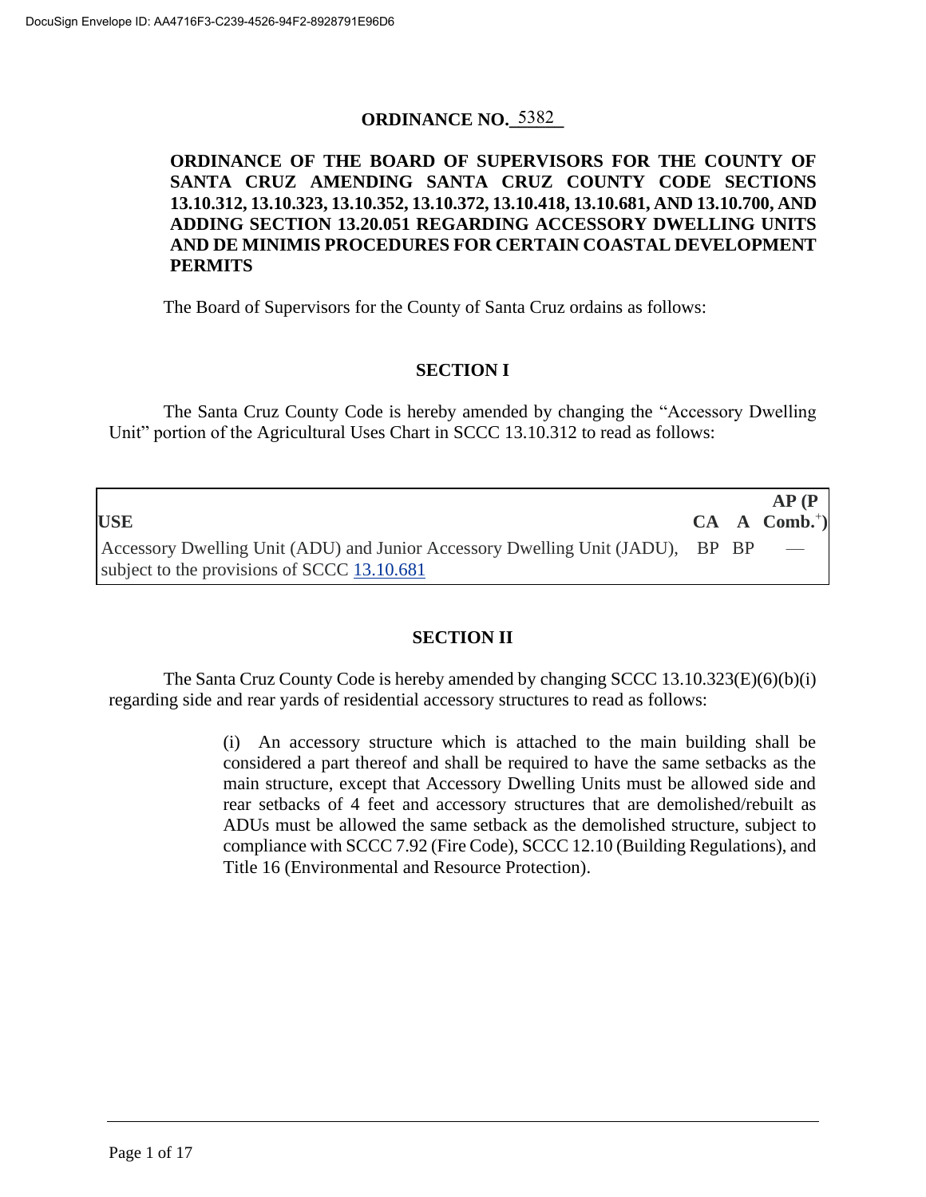DocuSign Envelope ID: AA4716F3-C239-4526-94F2-8928791E96D6

# ORDINANCE NO. 5382

**ORDINANCE OF THE BOARD OF SUPERVISORS FOR THE COUNTY OF SANTA CRUZ AMENDING SANTA CRUZ COUNTY CODE SECTIONS 13.10.312, 13.10.323, 13.10.352, 13.10.372, 13.10.418, 13.10.681, AND 13.10.700, AND ADDING SECTION 13.20.051 REGARDING ACCESSORY DWELLING UNITS AND DE MINIMIS PROCEDURES FOR CERTAIN COASTAL DEVELOPMENT PERMITS**

The Board of Supervisors for the County of Santa Cruz ordains as follows:

## SECTION I

The Santa Cruz County Code is hereby amended by changing the "Accessory Dwelling Unit" portion of the Agricultural Uses Chart in SCCC 13.10.312 to read as follows:

| USE | CA | A | AP (P Comb.+) |
|---|---|---|---|
| Accessory Dwelling Unit (ADU) and Junior Accessory Dwelling Unit (JADU), subject to the provisions of SCCC 13.10.681 | BP | BP | — |

## SECTION II

The Santa Cruz County Code is hereby amended by changing SCCC 13.10.323(E)(6)(b)(i) regarding side and rear yards of residential accessory structures to read as follows:

> (i) An accessory structure which is attached to the main building shall be considered a part thereof and shall be required to have the same setbacks as the main structure, except that Accessory Dwelling Units must be allowed side and rear setbacks of 4 feet and accessory structures that are demolished/rebuilt as ADUs must be allowed the same setback as the demolished structure, subject to compliance with SCCC 7.92 (Fire Code), SCCC 12.10 (Building Regulations), and Title 16 (Environmental and Resource Protection).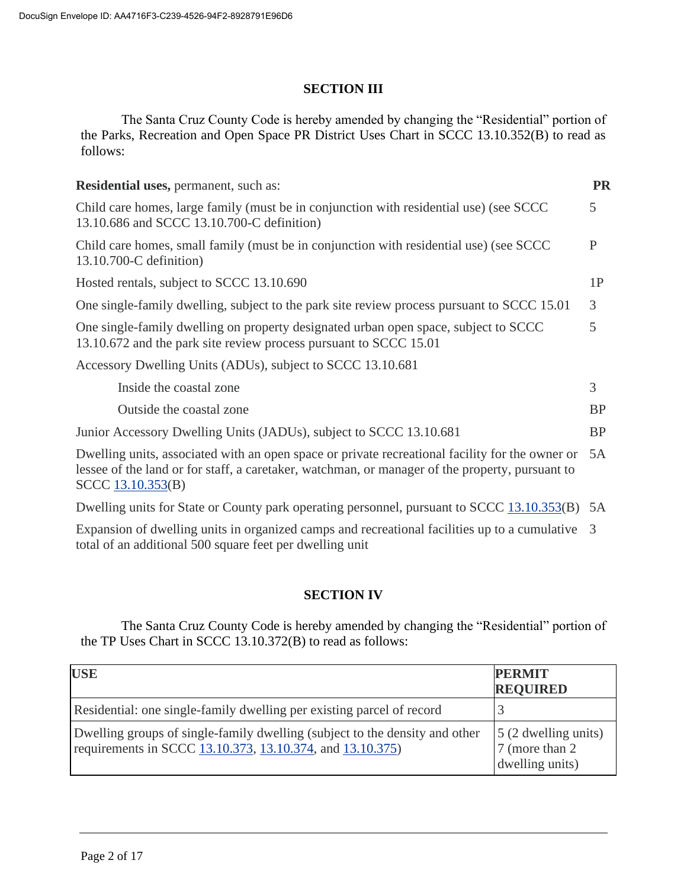## SECTION III

The Santa Cruz County Code is hereby amended by changing the "Residential" portion of the Parks, Recreation and Open Space PR District Uses Chart in SCCC 13.10.352(B) to read as follows:

| **Residential uses,** permanent, such as: | **PR** |
|---|---|
| Child care homes, large family (must be in conjunction with residential use) (see SCCC 13.10.686 and SCCC 13.10.700-C definition) | 5 |
| Child care homes, small family (must be in conjunction with residential use) (see SCCC 13.10.700-C definition) | P |
| Hosted rentals, subject to SCCC 13.10.690 | 1P |
| One single-family dwelling, subject to the park site review process pursuant to SCCC 15.01 | 3 |
| One single-family dwelling on property designated urban open space, subject to SCCC 13.10.672 and the park site review process pursuant to SCCC 15.01 | 5 |
| Accessory Dwelling Units (ADUs), subject to SCCC 13.10.681 | |
| Inside the coastal zone | 3 |
| Outside the coastal zone | BP |
| Junior Accessory Dwelling Units (JADUs), subject to SCCC 13.10.681 | BP |
| Dwelling units, associated with an open space or private recreational facility for the owner or lessee of the land or for staff, a caretaker, watchman, or manager of the property, pursuant to SCCC 13.10.353(B) | 5A |
| Dwelling units for State or County park operating personnel, pursuant to SCCC 13.10.353(B) | 5A |
| Expansion of dwelling units in organized camps and recreational facilities up to a cumulative total of an additional 500 square feet per dwelling unit | 3 |

## SECTION IV

The Santa Cruz County Code is hereby amended by changing the "Residential" portion of the TP Uses Chart in SCCC 13.10.372(B) to read as follows:

| **USE** | **PERMIT REQUIRED** |
|---|---|
| Residential: one single-family dwelling per existing parcel of record | 3 |
| Dwelling groups of single-family dwelling (subject to the density and other requirements in SCCC 13.10.373, 13.10.374, and 13.10.375) | 5 (2 dwelling units) 7 (more than 2 dwelling units) |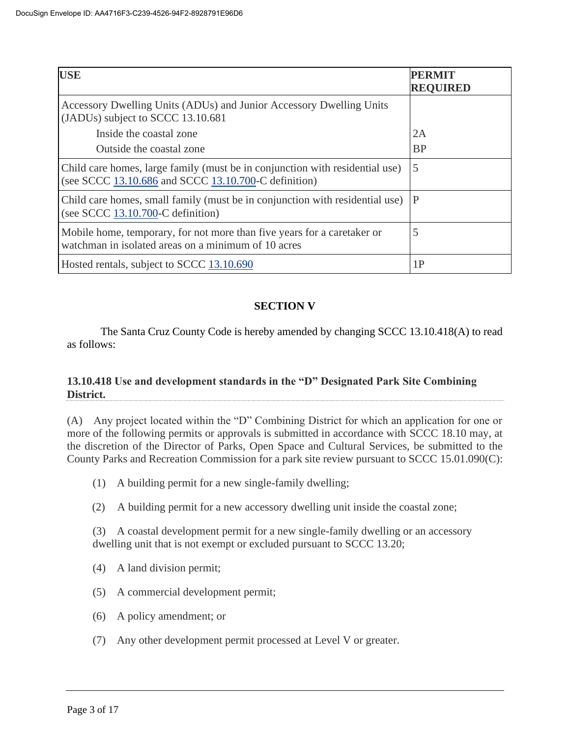| USE | PERMIT REQUIRED |
|---|---|
| Accessory Dwelling Units (ADUs) and Junior Accessory Dwelling Units (JADUs) subject to SCCC 13.10.681 | |
| Inside the coastal zone | 2A |
| Outside the coastal zone | BP |
| Child care homes, large family (must be in conjunction with residential use) (see SCCC 13.10.686 and SCCC 13.10.700-C definition) | 5 |
| Child care homes, small family (must be in conjunction with residential use) (see SCCC 13.10.700-C definition) | P |
| Mobile home, temporary, for not more than five years for a caretaker or watchman in isolated areas on a minimum of 10 acres | 5 |
| Hosted rentals, subject to SCCC 13.10.690 | 1P |

## SECTION V

The Santa Cruz County Code is hereby amended by changing SCCC 13.10.418(A) to read as follows:

### 13.10.418 Use and development standards in the "D" Designated Park Site Combining District.

(A) Any project located within the "D" Combining District for which an application for one or more of the following permits or approvals is submitted in accordance with SCCC 18.10 may, at the discretion of the Director of Parks, Open Space and Cultural Services, be submitted to the County Parks and Recreation Commission for a park site review pursuant to SCCC 15.01.090(C):

(1) A building permit for a new single-family dwelling;

(2) A building permit for a new accessory dwelling unit inside the coastal zone;

(3) A coastal development permit for a new single-family dwelling or an accessory dwelling unit that is not exempt or excluded pursuant to SCCC 13.20;

(4) A land division permit;

(5) A commercial development permit;

(6) A policy amendment; or

(7) Any other development permit processed at Level V or greater.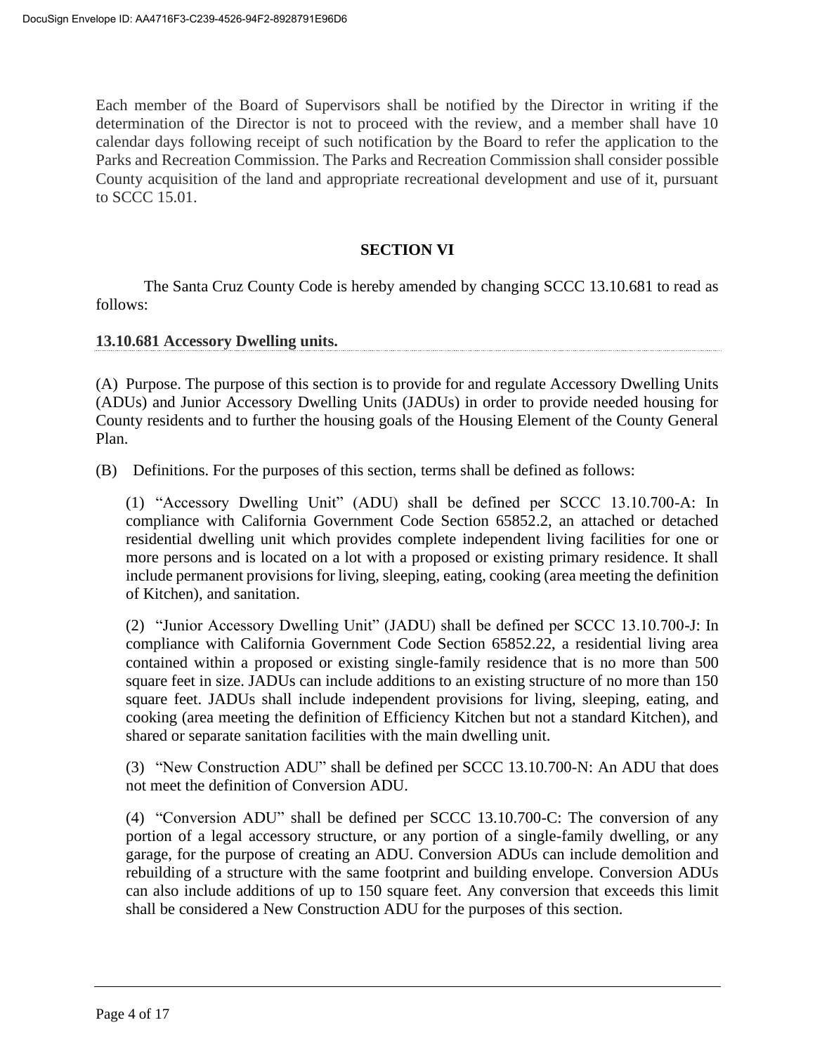Each member of the Board of Supervisors shall be notified by the Director in writing if the determination of the Director is not to proceed with the review, and a member shall have 10 calendar days following receipt of such notification by the Board to refer the application to the Parks and Recreation Commission. The Parks and Recreation Commission shall consider possible County acquisition of the land and appropriate recreational development and use of it, pursuant to SCCC 15.01.

## SECTION VI

The Santa Cruz County Code is hereby amended by changing SCCC 13.10.681 to read as follows:

**13.10.681 Accessory Dwelling units.**

(A) Purpose. The purpose of this section is to provide for and regulate Accessory Dwelling Units (ADUs) and Junior Accessory Dwelling Units (JADUs) in order to provide needed housing for County residents and to further the housing goals of the Housing Element of the County General Plan.

(B) Definitions. For the purposes of this section, terms shall be defined as follows:

(1) "Accessory Dwelling Unit" (ADU) shall be defined per SCCC 13.10.700-A: In compliance with California Government Code Section 65852.2, an attached or detached residential dwelling unit which provides complete independent living facilities for one or more persons and is located on a lot with a proposed or existing primary residence. It shall include permanent provisions for living, sleeping, eating, cooking (area meeting the definition of Kitchen), and sanitation.

(2) "Junior Accessory Dwelling Unit" (JADU) shall be defined per SCCC 13.10.700-J: In compliance with California Government Code Section 65852.22, a residential living area contained within a proposed or existing single-family residence that is no more than 500 square feet in size. JADUs can include additions to an existing structure of no more than 150 square feet. JADUs shall include independent provisions for living, sleeping, eating, and cooking (area meeting the definition of Efficiency Kitchen but not a standard Kitchen), and shared or separate sanitation facilities with the main dwelling unit.

(3) "New Construction ADU" shall be defined per SCCC 13.10.700-N: An ADU that does not meet the definition of Conversion ADU.

(4) "Conversion ADU" shall be defined per SCCC 13.10.700-C: The conversion of any portion of a legal accessory structure, or any portion of a single-family dwelling, or any garage, for the purpose of creating an ADU. Conversion ADUs can include demolition and rebuilding of a structure with the same footprint and building envelope. Conversion ADUs can also include additions of up to 150 square feet. Any conversion that exceeds this limit shall be considered a New Construction ADU for the purposes of this section.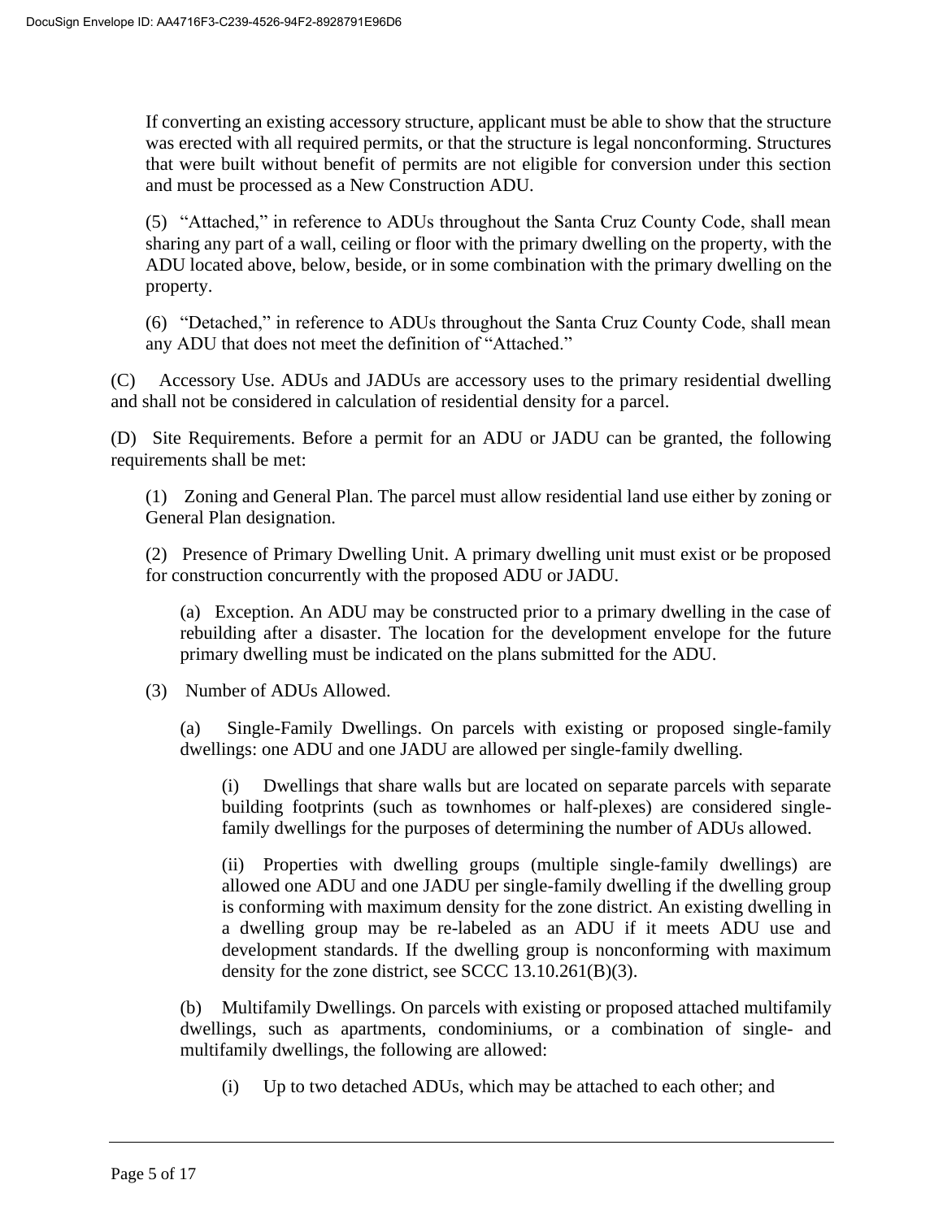If converting an existing accessory structure, applicant must be able to show that the structure was erected with all required permits, or that the structure is legal nonconforming. Structures that were built without benefit of permits are not eligible for conversion under this section and must be processed as a New Construction ADU.

(5) "Attached," in reference to ADUs throughout the Santa Cruz County Code, shall mean sharing any part of a wall, ceiling or floor with the primary dwelling on the property, with the ADU located above, below, beside, or in some combination with the primary dwelling on the property.

(6) "Detached," in reference to ADUs throughout the Santa Cruz County Code, shall mean any ADU that does not meet the definition of "Attached."

(C) Accessory Use. ADUs and JADUs are accessory uses to the primary residential dwelling and shall not be considered in calculation of residential density for a parcel.

(D) Site Requirements. Before a permit for an ADU or JADU can be granted, the following requirements shall be met:

(1) Zoning and General Plan. The parcel must allow residential land use either by zoning or General Plan designation.

(2) Presence of Primary Dwelling Unit. A primary dwelling unit must exist or be proposed for construction concurrently with the proposed ADU or JADU.

(a) Exception. An ADU may be constructed prior to a primary dwelling in the case of rebuilding after a disaster. The location for the development envelope for the future primary dwelling must be indicated on the plans submitted for the ADU.

(3) Number of ADUs Allowed.

(a) Single-Family Dwellings. On parcels with existing or proposed single-family dwellings: one ADU and one JADU are allowed per single-family dwelling.

(i) Dwellings that share walls but are located on separate parcels with separate building footprints (such as townhomes or half-plexes) are considered single-family dwellings for the purposes of determining the number of ADUs allowed.

(ii) Properties with dwelling groups (multiple single-family dwellings) are allowed one ADU and one JADU per single-family dwelling if the dwelling group is conforming with maximum density for the zone district. An existing dwelling in a dwelling group may be re-labeled as an ADU if it meets ADU use and development standards. If the dwelling group is nonconforming with maximum density for the zone district, see SCCC 13.10.261(B)(3).

(b) Multifamily Dwellings. On parcels with existing or proposed attached multifamily dwellings, such as apartments, condominiums, or a combination of single- and multifamily dwellings, the following are allowed:

(i) Up to two detached ADUs, which may be attached to each other; and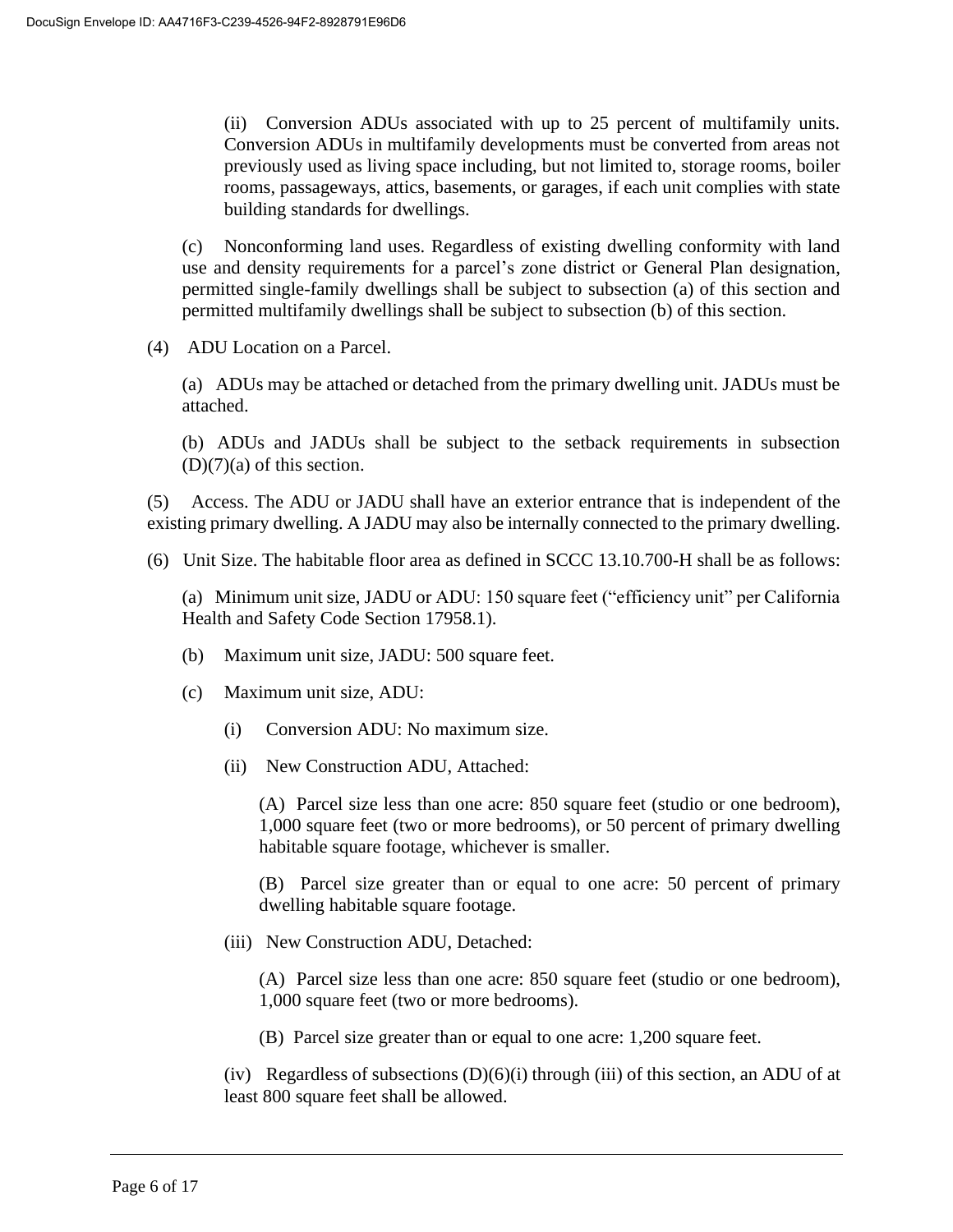(ii) Conversion ADUs associated with up to 25 percent of multifamily units. Conversion ADUs in multifamily developments must be converted from areas not previously used as living space including, but not limited to, storage rooms, boiler rooms, passageways, attics, basements, or garages, if each unit complies with state building standards for dwellings.

(c) Nonconforming land uses. Regardless of existing dwelling conformity with land use and density requirements for a parcel's zone district or General Plan designation, permitted single-family dwellings shall be subject to subsection (a) of this section and permitted multifamily dwellings shall be subject to subsection (b) of this section.

(4) ADU Location on a Parcel.

(a) ADUs may be attached or detached from the primary dwelling unit. JADUs must be attached.

(b) ADUs and JADUs shall be subject to the setback requirements in subsection (D)(7)(a) of this section.

(5) Access. The ADU or JADU shall have an exterior entrance that is independent of the existing primary dwelling. A JADU may also be internally connected to the primary dwelling.

(6) Unit Size. The habitable floor area as defined in SCCC 13.10.700-H shall be as follows:

(a) Minimum unit size, JADU or ADU: 150 square feet ("efficiency unit" per California Health and Safety Code Section 17958.1).

(b) Maximum unit size, JADU: 500 square feet.

(c) Maximum unit size, ADU:

(i) Conversion ADU: No maximum size.

(ii) New Construction ADU, Attached:

(A) Parcel size less than one acre: 850 square feet (studio or one bedroom), 1,000 square feet (two or more bedrooms), or 50 percent of primary dwelling habitable square footage, whichever is smaller.

(B) Parcel size greater than or equal to one acre: 50 percent of primary dwelling habitable square footage.

(iii) New Construction ADU, Detached:

(A) Parcel size less than one acre: 850 square feet (studio or one bedroom), 1,000 square feet (two or more bedrooms).

(B) Parcel size greater than or equal to one acre: 1,200 square feet.

(iv) Regardless of subsections (D)(6)(i) through (iii) of this section, an ADU of at least 800 square feet shall be allowed.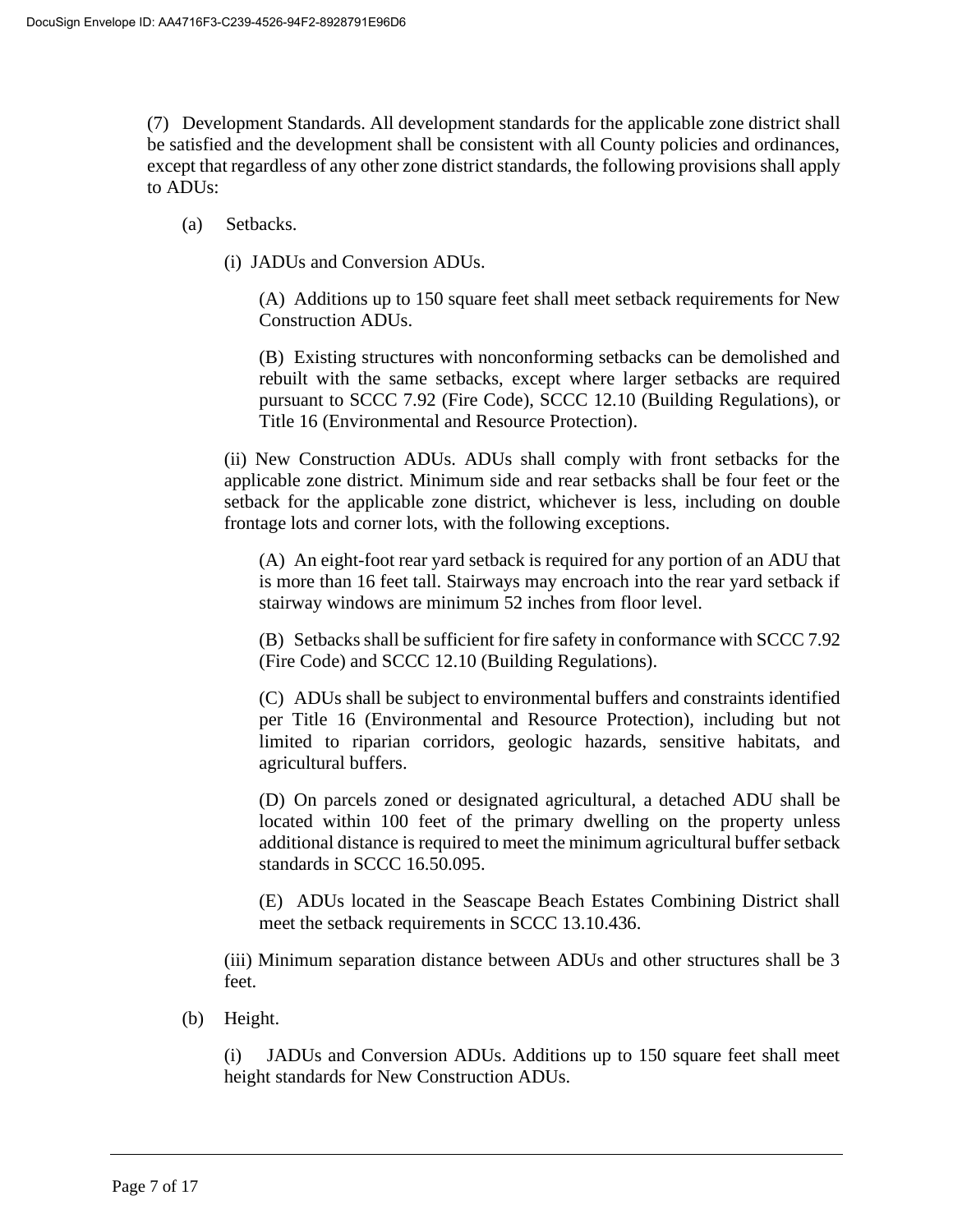(7) Development Standards. All development standards for the applicable zone district shall be satisfied and the development shall be consistent with all County policies and ordinances, except that regardless of any other zone district standards, the following provisions shall apply to ADUs:

(a) Setbacks.

(i) JADUs and Conversion ADUs.

(A) Additions up to 150 square feet shall meet setback requirements for New Construction ADUs.

(B) Existing structures with nonconforming setbacks can be demolished and rebuilt with the same setbacks, except where larger setbacks are required pursuant to SCCC 7.92 (Fire Code), SCCC 12.10 (Building Regulations), or Title 16 (Environmental and Resource Protection).

(ii) New Construction ADUs. ADUs shall comply with front setbacks for the applicable zone district. Minimum side and rear setbacks shall be four feet or the setback for the applicable zone district, whichever is less, including on double frontage lots and corner lots, with the following exceptions.

(A) An eight-foot rear yard setback is required for any portion of an ADU that is more than 16 feet tall. Stairways may encroach into the rear yard setback if stairway windows are minimum 52 inches from floor level.

(B) Setbacks shall be sufficient for fire safety in conformance with SCCC 7.92 (Fire Code) and SCCC 12.10 (Building Regulations).

(C) ADUs shall be subject to environmental buffers and constraints identified per Title 16 (Environmental and Resource Protection), including but not limited to riparian corridors, geologic hazards, sensitive habitats, and agricultural buffers.

(D) On parcels zoned or designated agricultural, a detached ADU shall be located within 100 feet of the primary dwelling on the property unless additional distance is required to meet the minimum agricultural buffer setback standards in SCCC 16.50.095.

(E) ADUs located in the Seascape Beach Estates Combining District shall meet the setback requirements in SCCC 13.10.436.

(iii) Minimum separation distance between ADUs and other structures shall be 3 feet.

(b) Height.

(i) JADUs and Conversion ADUs. Additions up to 150 square feet shall meet height standards for New Construction ADUs.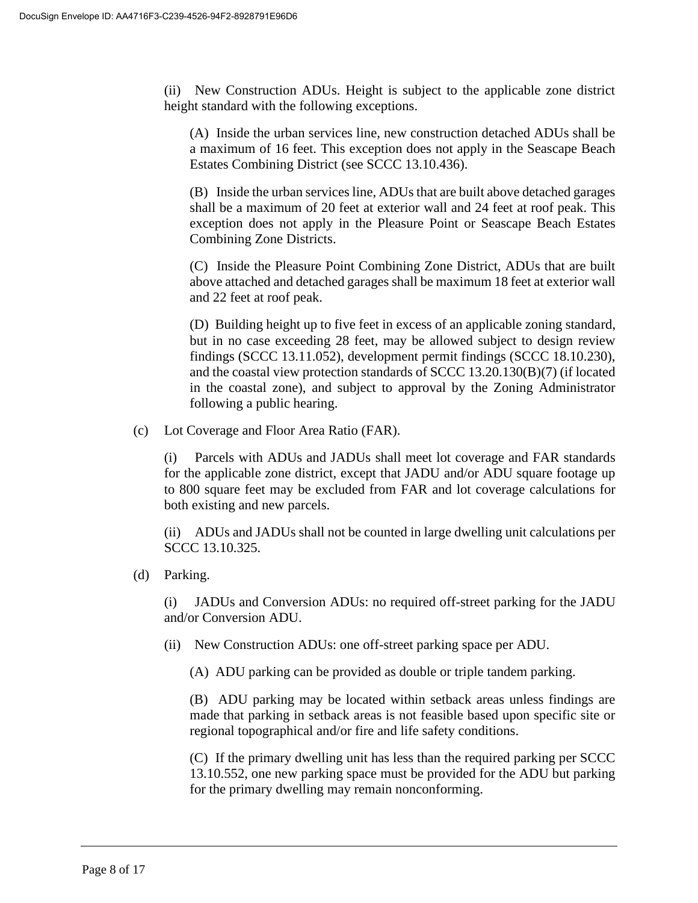(ii) New Construction ADUs. Height is subject to the applicable zone district height standard with the following exceptions.

(A) Inside the urban services line, new construction detached ADUs shall be a maximum of 16 feet. This exception does not apply in the Seascape Beach Estates Combining District (see SCCC 13.10.436).

(B) Inside the urban services line, ADUs that are built above detached garages shall be a maximum of 20 feet at exterior wall and 24 feet at roof peak. This exception does not apply in the Pleasure Point or Seascape Beach Estates Combining Zone Districts.

(C) Inside the Pleasure Point Combining Zone District, ADUs that are built above attached and detached garages shall be maximum 18 feet at exterior wall and 22 feet at roof peak.

(D) Building height up to five feet in excess of an applicable zoning standard, but in no case exceeding 28 feet, may be allowed subject to design review findings (SCCC 13.11.052), development permit findings (SCCC 18.10.230), and the coastal view protection standards of SCCC 13.20.130(B)(7) (if located in the coastal zone), and subject to approval by the Zoning Administrator following a public hearing.

(c) Lot Coverage and Floor Area Ratio (FAR).

(i) Parcels with ADUs and JADUs shall meet lot coverage and FAR standards for the applicable zone district, except that JADU and/or ADU square footage up to 800 square feet may be excluded from FAR and lot coverage calculations for both existing and new parcels.

(ii) ADUs and JADUs shall not be counted in large dwelling unit calculations per SCCC 13.10.325.

(d) Parking.

(i) JADUs and Conversion ADUs: no required off-street parking for the JADU and/or Conversion ADU.

(ii) New Construction ADUs: one off-street parking space per ADU.

(A) ADU parking can be provided as double or triple tandem parking.

(B) ADU parking may be located within setback areas unless findings are made that parking in setback areas is not feasible based upon specific site or regional topographical and/or fire and life safety conditions.

(C) If the primary dwelling unit has less than the required parking per SCCC 13.10.552, one new parking space must be provided for the ADU but parking for the primary dwelling may remain nonconforming.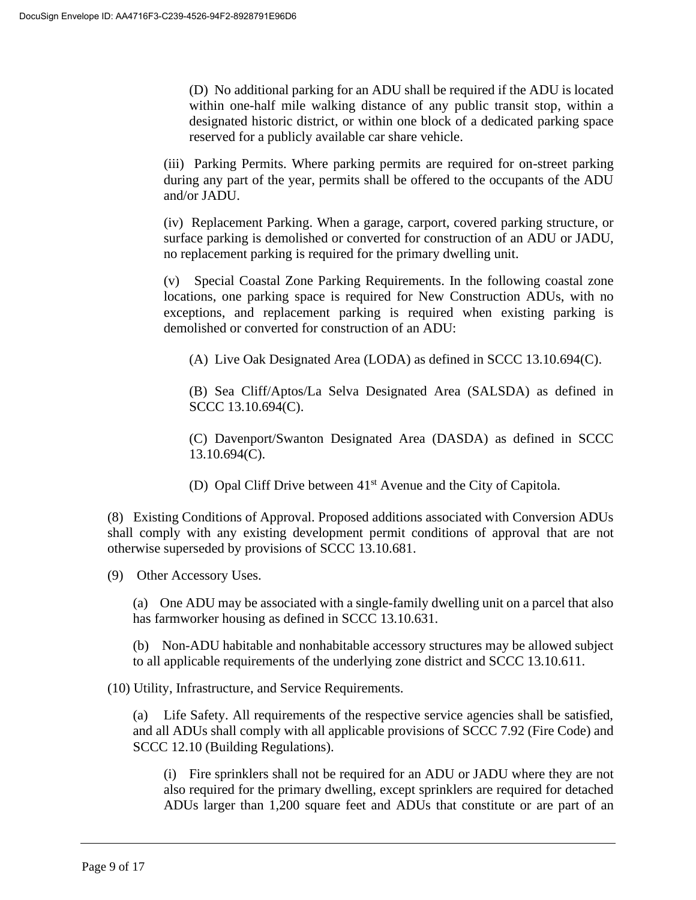(D) No additional parking for an ADU shall be required if the ADU is located within one-half mile walking distance of any public transit stop, within a designated historic district, or within one block of a dedicated parking space reserved for a publicly available car share vehicle.

(iii) Parking Permits. Where parking permits are required for on-street parking during any part of the year, permits shall be offered to the occupants of the ADU and/or JADU.

(iv) Replacement Parking. When a garage, carport, covered parking structure, or surface parking is demolished or converted for construction of an ADU or JADU, no replacement parking is required for the primary dwelling unit.

(v) Special Coastal Zone Parking Requirements. In the following coastal zone locations, one parking space is required for New Construction ADUs, with no exceptions, and replacement parking is required when existing parking is demolished or converted for construction of an ADU:

(A) Live Oak Designated Area (LODA) as defined in SCCC 13.10.694(C).

(B) Sea Cliff/Aptos/La Selva Designated Area (SALSDA) as defined in SCCC 13.10.694(C).

(C) Davenport/Swanton Designated Area (DASDA) as defined in SCCC 13.10.694(C).

(D) Opal Cliff Drive between 41st Avenue and the City of Capitola.

(8) Existing Conditions of Approval. Proposed additions associated with Conversion ADUs shall comply with any existing development permit conditions of approval that are not otherwise superseded by provisions of SCCC 13.10.681.

(9) Other Accessory Uses.

(a) One ADU may be associated with a single-family dwelling unit on a parcel that also has farmworker housing as defined in SCCC 13.10.631.

(b) Non-ADU habitable and nonhabitable accessory structures may be allowed subject to all applicable requirements of the underlying zone district and SCCC 13.10.611.

(10) Utility, Infrastructure, and Service Requirements.

(a) Life Safety. All requirements of the respective service agencies shall be satisfied, and all ADUs shall comply with all applicable provisions of SCCC 7.92 (Fire Code) and SCCC 12.10 (Building Regulations).

(i) Fire sprinklers shall not be required for an ADU or JADU where they are not also required for the primary dwelling, except sprinklers are required for detached ADUs larger than 1,200 square feet and ADUs that constitute or are part of an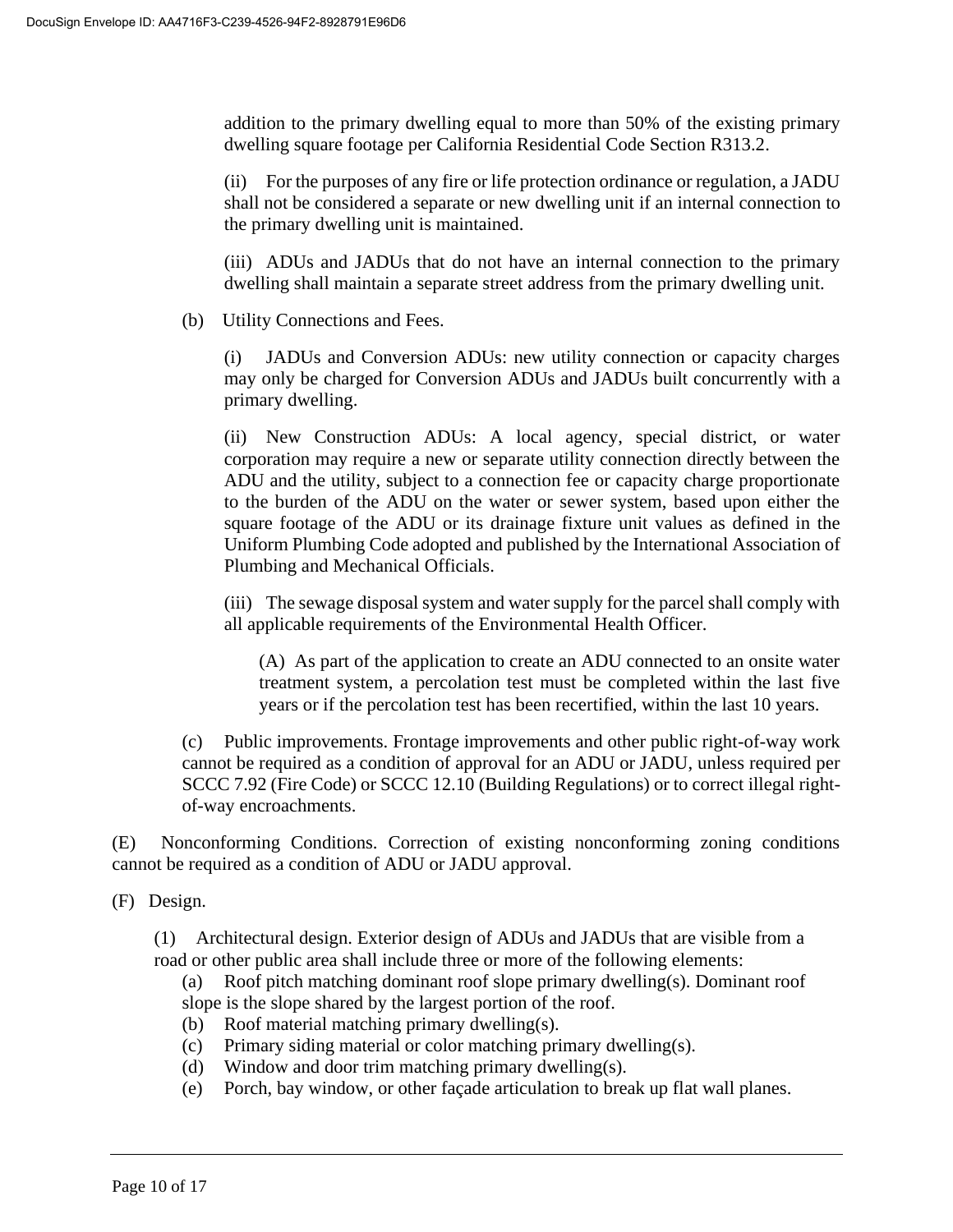addition to the primary dwelling equal to more than 50% of the existing primary dwelling square footage per California Residential Code Section R313.2.

(ii) For the purposes of any fire or life protection ordinance or regulation, a JADU shall not be considered a separate or new dwelling unit if an internal connection to the primary dwelling unit is maintained.

(iii) ADUs and JADUs that do not have an internal connection to the primary dwelling shall maintain a separate street address from the primary dwelling unit.

(b) Utility Connections and Fees.

(i) JADUs and Conversion ADUs: new utility connection or capacity charges may only be charged for Conversion ADUs and JADUs built concurrently with a primary dwelling.

(ii) New Construction ADUs: A local agency, special district, or water corporation may require a new or separate utility connection directly between the ADU and the utility, subject to a connection fee or capacity charge proportionate to the burden of the ADU on the water or sewer system, based upon either the square footage of the ADU or its drainage fixture unit values as defined in the Uniform Plumbing Code adopted and published by the International Association of Plumbing and Mechanical Officials.

(iii) The sewage disposal system and water supply for the parcel shall comply with all applicable requirements of the Environmental Health Officer.

(A) As part of the application to create an ADU connected to an onsite water treatment system, a percolation test must be completed within the last five years or if the percolation test has been recertified, within the last 10 years.

(c) Public improvements. Frontage improvements and other public right-of-way work cannot be required as a condition of approval for an ADU or JADU, unless required per SCCC 7.92 (Fire Code) or SCCC 12.10 (Building Regulations) or to correct illegal right-of-way encroachments.

(E) Nonconforming Conditions. Correction of existing nonconforming zoning conditions cannot be required as a condition of ADU or JADU approval.

(F) Design.

(1) Architectural design. Exterior design of ADUs and JADUs that are visible from a road or other public area shall include three or more of the following elements:

(a) Roof pitch matching dominant roof slope primary dwelling(s). Dominant roof slope is the slope shared by the largest portion of the roof.
(b) Roof material matching primary dwelling(s).
(c) Primary siding material or color matching primary dwelling(s).
(d) Window and door trim matching primary dwelling(s).
(e) Porch, bay window, or other façade articulation to break up flat wall planes.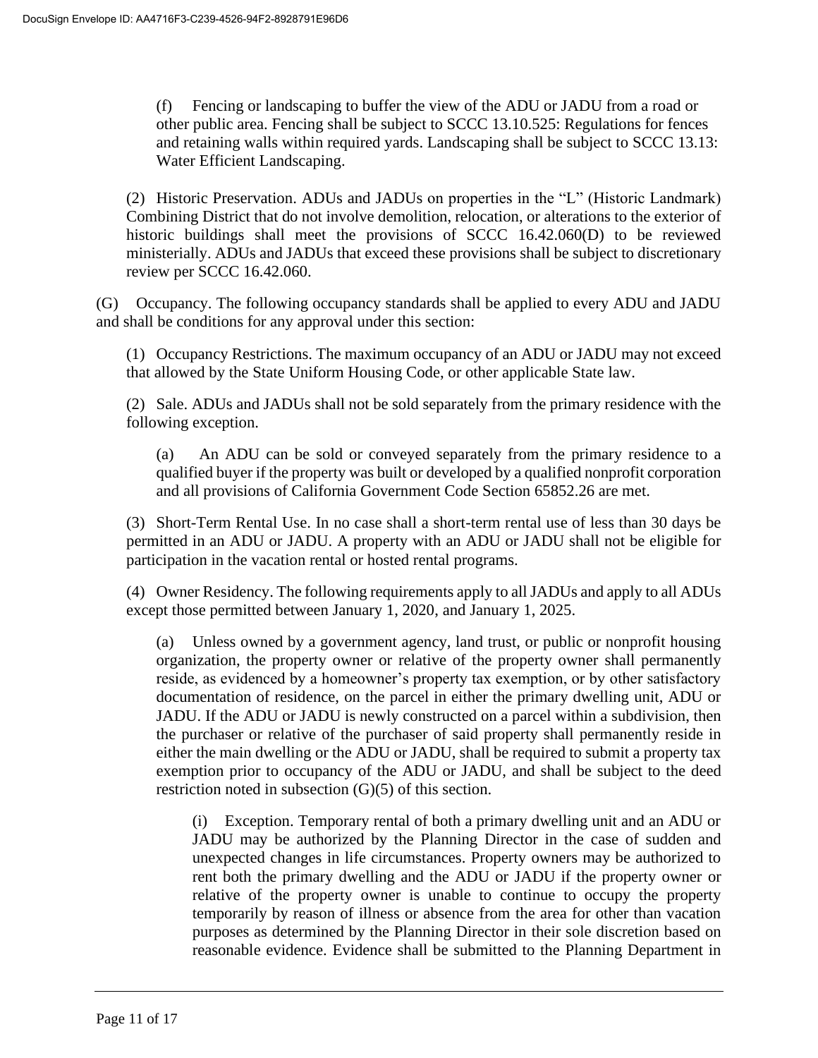(f) Fencing or landscaping to buffer the view of the ADU or JADU from a road or other public area. Fencing shall be subject to SCCC 13.10.525: Regulations for fences and retaining walls within required yards. Landscaping shall be subject to SCCC 13.13: Water Efficient Landscaping.

(2) Historic Preservation. ADUs and JADUs on properties in the "L" (Historic Landmark) Combining District that do not involve demolition, relocation, or alterations to the exterior of historic buildings shall meet the provisions of SCCC 16.42.060(D) to be reviewed ministerially. ADUs and JADUs that exceed these provisions shall be subject to discretionary review per SCCC 16.42.060.

(G) Occupancy. The following occupancy standards shall be applied to every ADU and JADU and shall be conditions for any approval under this section:

(1) Occupancy Restrictions. The maximum occupancy of an ADU or JADU may not exceed that allowed by the State Uniform Housing Code, or other applicable State law.

(2) Sale. ADUs and JADUs shall not be sold separately from the primary residence with the following exception.

(a) An ADU can be sold or conveyed separately from the primary residence to a qualified buyer if the property was built or developed by a qualified nonprofit corporation and all provisions of California Government Code Section 65852.26 are met.

(3) Short-Term Rental Use. In no case shall a short-term rental use of less than 30 days be permitted in an ADU or JADU. A property with an ADU or JADU shall not be eligible for participation in the vacation rental or hosted rental programs.

(4) Owner Residency. The following requirements apply to all JADUs and apply to all ADUs except those permitted between January 1, 2020, and January 1, 2025.

(a) Unless owned by a government agency, land trust, or public or nonprofit housing organization, the property owner or relative of the property owner shall permanently reside, as evidenced by a homeowner's property tax exemption, or by other satisfactory documentation of residence, on the parcel in either the primary dwelling unit, ADU or JADU. If the ADU or JADU is newly constructed on a parcel within a subdivision, then the purchaser or relative of the purchaser of said property shall permanently reside in either the main dwelling or the ADU or JADU, shall be required to submit a property tax exemption prior to occupancy of the ADU or JADU, and shall be subject to the deed restriction noted in subsection (G)(5) of this section.

(i) Exception. Temporary rental of both a primary dwelling unit and an ADU or JADU may be authorized by the Planning Director in the case of sudden and unexpected changes in life circumstances. Property owners may be authorized to rent both the primary dwelling and the ADU or JADU if the property owner or relative of the property owner is unable to continue to occupy the property temporarily by reason of illness or absence from the area for other than vacation purposes as determined by the Planning Director in their sole discretion based on reasonable evidence. Evidence shall be submitted to the Planning Department in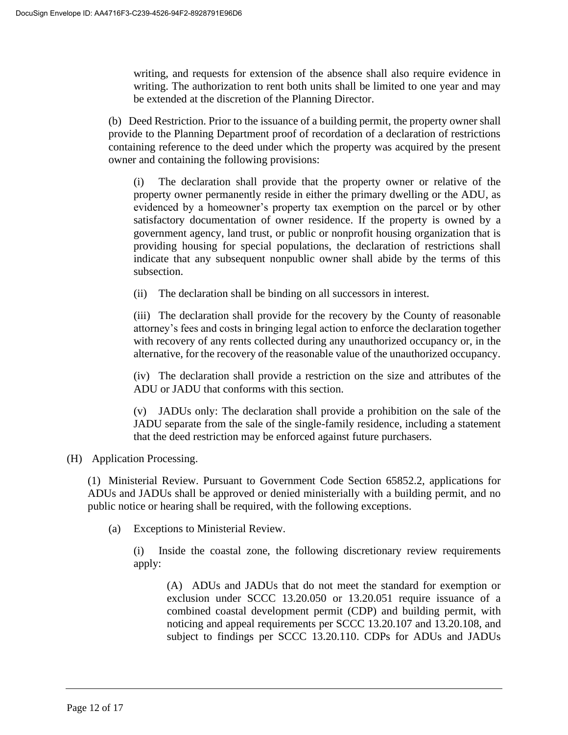writing, and requests for extension of the absence shall also require evidence in writing. The authorization to rent both units shall be limited to one year and may be extended at the discretion of the Planning Director.

(b) Deed Restriction. Prior to the issuance of a building permit, the property owner shall provide to the Planning Department proof of recordation of a declaration of restrictions containing reference to the deed under which the property was acquired by the present owner and containing the following provisions:

(i) The declaration shall provide that the property owner or relative of the property owner permanently reside in either the primary dwelling or the ADU, as evidenced by a homeowner's property tax exemption on the parcel or by other satisfactory documentation of owner residence. If the property is owned by a government agency, land trust, or public or nonprofit housing organization that is providing housing for special populations, the declaration of restrictions shall indicate that any subsequent nonpublic owner shall abide by the terms of this subsection.

(ii) The declaration shall be binding on all successors in interest.

(iii) The declaration shall provide for the recovery by the County of reasonable attorney's fees and costs in bringing legal action to enforce the declaration together with recovery of any rents collected during any unauthorized occupancy or, in the alternative, for the recovery of the reasonable value of the unauthorized occupancy.

(iv) The declaration shall provide a restriction on the size and attributes of the ADU or JADU that conforms with this section.

(v) JADUs only: The declaration shall provide a prohibition on the sale of the JADU separate from the sale of the single-family residence, including a statement that the deed restriction may be enforced against future purchasers.

(H) Application Processing.

(1) Ministerial Review. Pursuant to Government Code Section 65852.2, applications for ADUs and JADUs shall be approved or denied ministerially with a building permit, and no public notice or hearing shall be required, with the following exceptions.

(a) Exceptions to Ministerial Review.

(i) Inside the coastal zone, the following discretionary review requirements apply:

(A) ADUs and JADUs that do not meet the standard for exemption or exclusion under SCCC 13.20.050 or 13.20.051 require issuance of a combined coastal development permit (CDP) and building permit, with noticing and appeal requirements per SCCC 13.20.107 and 13.20.108, and subject to findings per SCCC 13.20.110. CDPs for ADUs and JADUs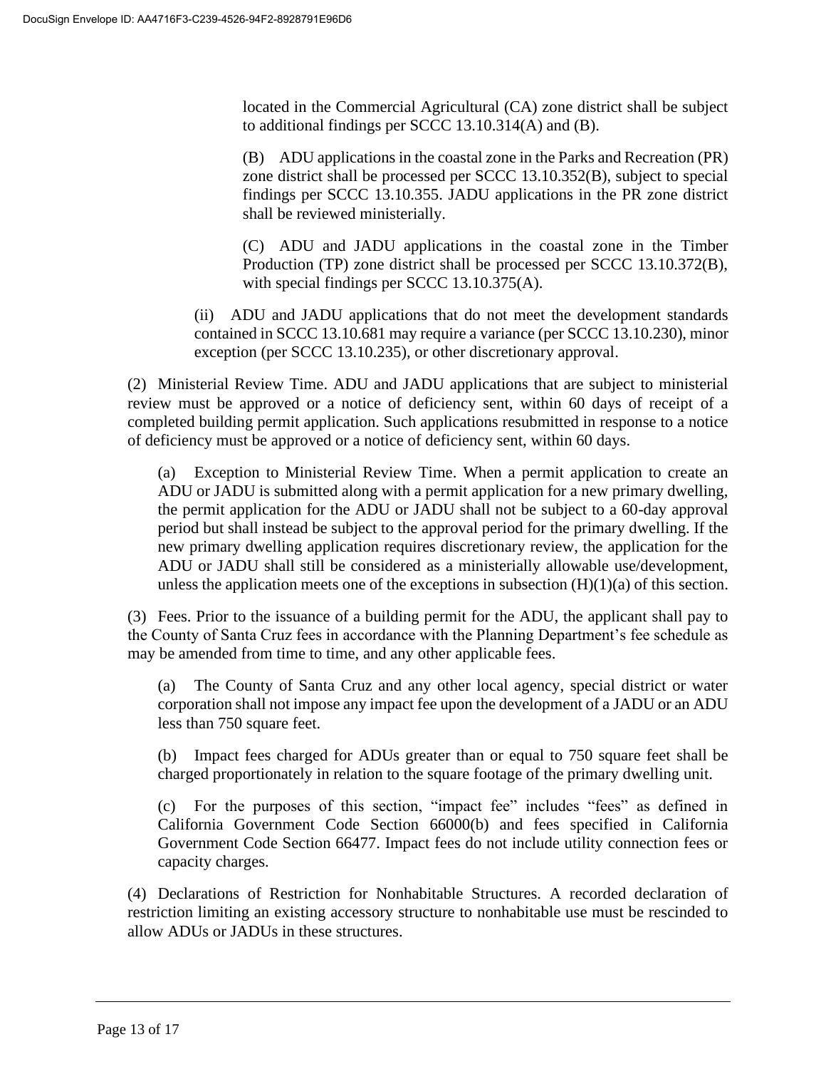located in the Commercial Agricultural (CA) zone district shall be subject to additional findings per SCCC 13.10.314(A) and (B).

(B) ADU applications in the coastal zone in the Parks and Recreation (PR) zone district shall be processed per SCCC 13.10.352(B), subject to special findings per SCCC 13.10.355. JADU applications in the PR zone district shall be reviewed ministerially.

(C) ADU and JADU applications in the coastal zone in the Timber Production (TP) zone district shall be processed per SCCC 13.10.372(B), with special findings per SCCC 13.10.375(A).

(ii) ADU and JADU applications that do not meet the development standards contained in SCCC 13.10.681 may require a variance (per SCCC 13.10.230), minor exception (per SCCC 13.10.235), or other discretionary approval.

(2) Ministerial Review Time. ADU and JADU applications that are subject to ministerial review must be approved or a notice of deficiency sent, within 60 days of receipt of a completed building permit application. Such applications resubmitted in response to a notice of deficiency must be approved or a notice of deficiency sent, within 60 days.

(a) Exception to Ministerial Review Time. When a permit application to create an ADU or JADU is submitted along with a permit application for a new primary dwelling, the permit application for the ADU or JADU shall not be subject to a 60-day approval period but shall instead be subject to the approval period for the primary dwelling. If the new primary dwelling application requires discretionary review, the application for the ADU or JADU shall still be considered as a ministerially allowable use/development, unless the application meets one of the exceptions in subsection (H)(1)(a) of this section.

(3) Fees. Prior to the issuance of a building permit for the ADU, the applicant shall pay to the County of Santa Cruz fees in accordance with the Planning Department's fee schedule as may be amended from time to time, and any other applicable fees.

(a) The County of Santa Cruz and any other local agency, special district or water corporation shall not impose any impact fee upon the development of a JADU or an ADU less than 750 square feet.

(b) Impact fees charged for ADUs greater than or equal to 750 square feet shall be charged proportionately in relation to the square footage of the primary dwelling unit.

(c) For the purposes of this section, "impact fee" includes "fees" as defined in California Government Code Section 66000(b) and fees specified in California Government Code Section 66477. Impact fees do not include utility connection fees or capacity charges.

(4) Declarations of Restriction for Nonhabitable Structures. A recorded declaration of restriction limiting an existing accessory structure to nonhabitable use must be rescinded to allow ADUs or JADUs in these structures.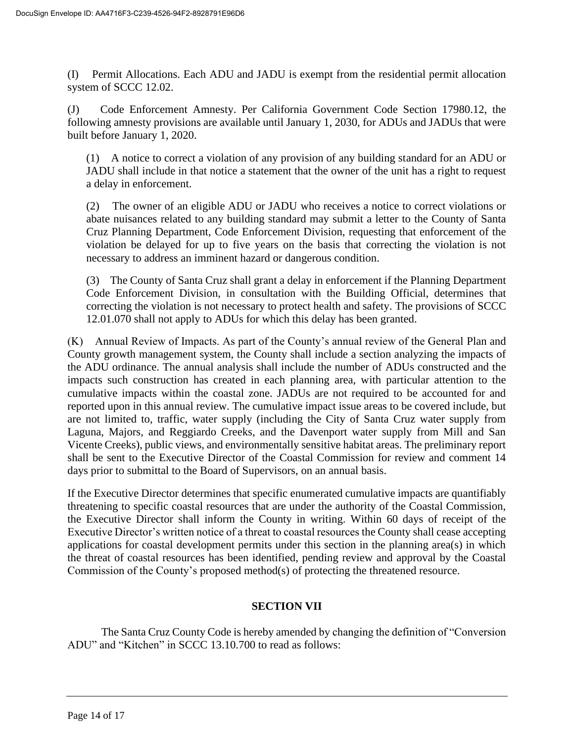(I) Permit Allocations. Each ADU and JADU is exempt from the residential permit allocation system of SCCC 12.02.

(J) Code Enforcement Amnesty. Per California Government Code Section 17980.12, the following amnesty provisions are available until January 1, 2030, for ADUs and JADUs that were built before January 1, 2020.

> (1) A notice to correct a violation of any provision of any building standard for an ADU or JADU shall include in that notice a statement that the owner of the unit has a right to request a delay in enforcement.
>
> (2) The owner of an eligible ADU or JADU who receives a notice to correct violations or abate nuisances related to any building standard may submit a letter to the County of Santa Cruz Planning Department, Code Enforcement Division, requesting that enforcement of the violation be delayed for up to five years on the basis that correcting the violation is not necessary to address an imminent hazard or dangerous condition.
>
> (3) The County of Santa Cruz shall grant a delay in enforcement if the Planning Department Code Enforcement Division, in consultation with the Building Official, determines that correcting the violation is not necessary to protect health and safety. The provisions of SCCC 12.01.070 shall not apply to ADUs for which this delay has been granted.

(K) Annual Review of Impacts. As part of the County's annual review of the General Plan and County growth management system, the County shall include a section analyzing the impacts of the ADU ordinance. The annual analysis shall include the number of ADUs constructed and the impacts such construction has created in each planning area, with particular attention to the cumulative impacts within the coastal zone. JADUs are not required to be accounted for and reported upon in this annual review. The cumulative impact issue areas to be covered include, but are not limited to, traffic, water supply (including the City of Santa Cruz water supply from Laguna, Majors, and Reggiardo Creeks, and the Davenport water supply from Mill and San Vicente Creeks), public views, and environmentally sensitive habitat areas. The preliminary report shall be sent to the Executive Director of the Coastal Commission for review and comment 14 days prior to submittal to the Board of Supervisors, on an annual basis.

If the Executive Director determines that specific enumerated cumulative impacts are quantifiably threatening to specific coastal resources that are under the authority of the Coastal Commission, the Executive Director shall inform the County in writing. Within 60 days of receipt of the Executive Director's written notice of a threat to coastal resources the County shall cease accepting applications for coastal development permits under this section in the planning area(s) in which the threat of coastal resources has been identified, pending review and approval by the Coastal Commission of the County's proposed method(s) of protecting the threatened resource.

## SECTION VII

The Santa Cruz County Code is hereby amended by changing the definition of "Conversion ADU" and "Kitchen" in SCCC 13.10.700 to read as follows: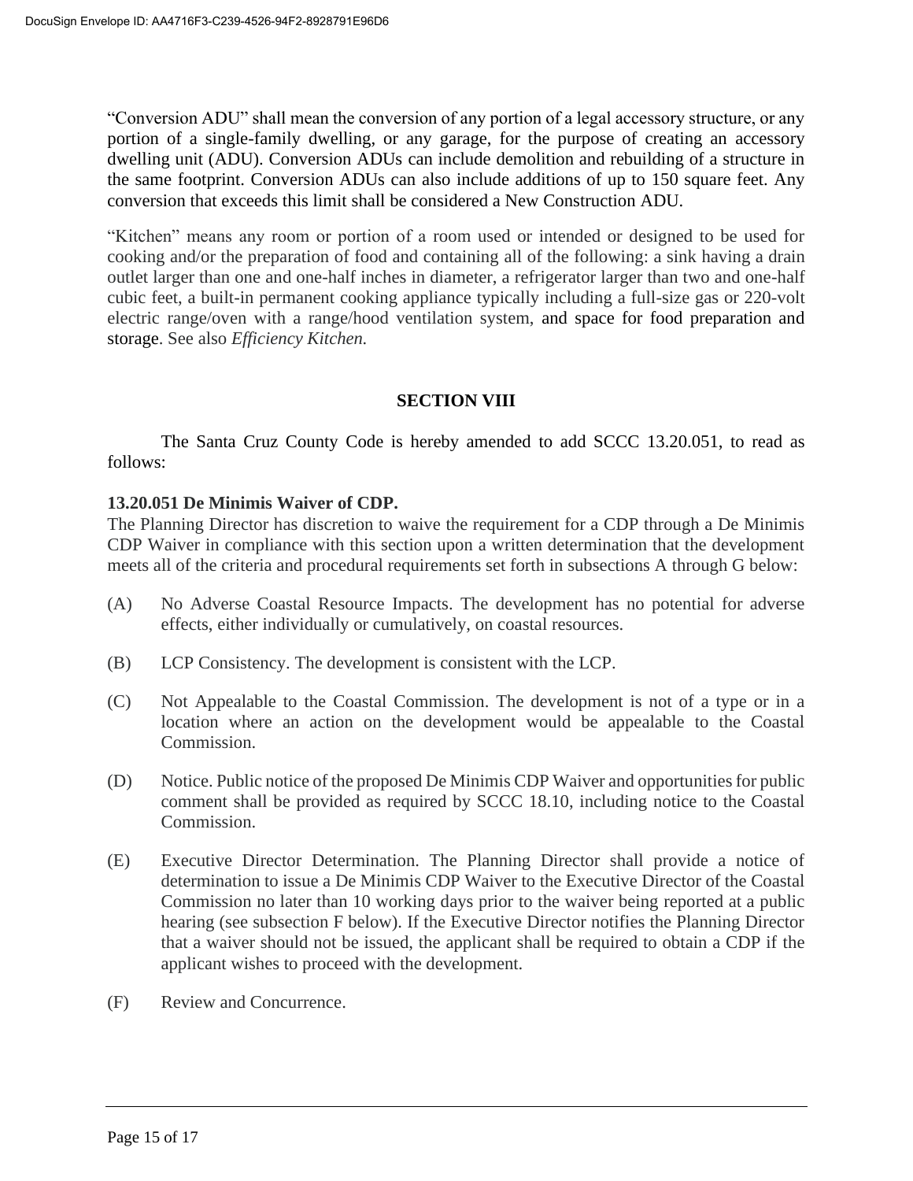"Conversion ADU" shall mean the conversion of any portion of a legal accessory structure, or any portion of a single-family dwelling, or any garage, for the purpose of creating an accessory dwelling unit (ADU). Conversion ADUs can include demolition and rebuilding of a structure in the same footprint. Conversion ADUs can also include additions of up to 150 square feet. Any conversion that exceeds this limit shall be considered a New Construction ADU.

"Kitchen" means any room or portion of a room used or intended or designed to be used for cooking and/or the preparation of food and containing all of the following: a sink having a drain outlet larger than one and one-half inches in diameter, a refrigerator larger than two and one-half cubic feet, a built-in permanent cooking appliance typically including a full-size gas or 220-volt electric range/oven with a range/hood ventilation system, and space for food preparation and storage. See also *Efficiency Kitchen.*

## SECTION VIII

The Santa Cruz County Code is hereby amended to add SCCC 13.20.051, to read as follows:

**13.20.051 De Minimis Waiver of CDP.**

The Planning Director has discretion to waive the requirement for a CDP through a De Minimis CDP Waiver in compliance with this section upon a written determination that the development meets all of the criteria and procedural requirements set forth in subsections A through G below:

(A) No Adverse Coastal Resource Impacts. The development has no potential for adverse effects, either individually or cumulatively, on coastal resources.

(B) LCP Consistency. The development is consistent with the LCP.

(C) Not Appealable to the Coastal Commission. The development is not of a type or in a location where an action on the development would be appealable to the Coastal Commission.

(D) Notice. Public notice of the proposed De Minimis CDP Waiver and opportunities for public comment shall be provided as required by SCCC 18.10, including notice to the Coastal Commission.

(E) Executive Director Determination. The Planning Director shall provide a notice of determination to issue a De Minimis CDP Waiver to the Executive Director of the Coastal Commission no later than 10 working days prior to the waiver being reported at a public hearing (see subsection F below). If the Executive Director notifies the Planning Director that a waiver should not be issued, the applicant shall be required to obtain a CDP if the applicant wishes to proceed with the development.

(F) Review and Concurrence.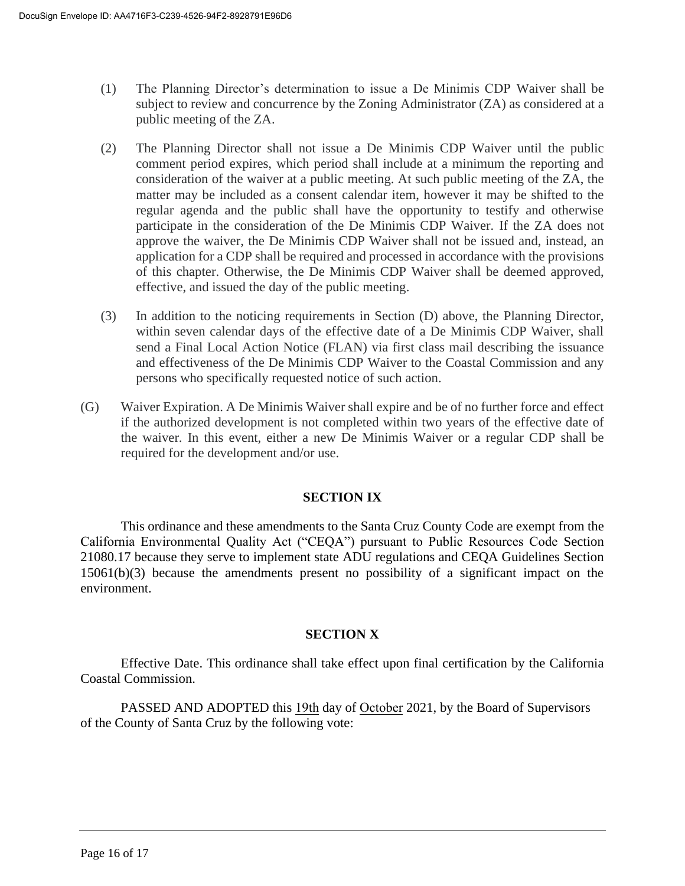(1) The Planning Director's determination to issue a De Minimis CDP Waiver shall be subject to review and concurrence by the Zoning Administrator (ZA) as considered at a public meeting of the ZA.

(2) The Planning Director shall not issue a De Minimis CDP Waiver until the public comment period expires, which period shall include at a minimum the reporting and consideration of the waiver at a public meeting. At such public meeting of the ZA, the matter may be included as a consent calendar item, however it may be shifted to the regular agenda and the public shall have the opportunity to testify and otherwise participate in the consideration of the De Minimis CDP Waiver. If the ZA does not approve the waiver, the De Minimis CDP Waiver shall not be issued and, instead, an application for a CDP shall be required and processed in accordance with the provisions of this chapter. Otherwise, the De Minimis CDP Waiver shall be deemed approved, effective, and issued the day of the public meeting.

(3) In addition to the noticing requirements in Section (D) above, the Planning Director, within seven calendar days of the effective date of a De Minimis CDP Waiver, shall send a Final Local Action Notice (FLAN) via first class mail describing the issuance and effectiveness of the De Minimis CDP Waiver to the Coastal Commission and any persons who specifically requested notice of such action.

(G) Waiver Expiration. A De Minimis Waiver shall expire and be of no further force and effect if the authorized development is not completed within two years of the effective date of the waiver. In this event, either a new De Minimis Waiver or a regular CDP shall be required for the development and/or use.

## SECTION IX

This ordinance and these amendments to the Santa Cruz County Code are exempt from the California Environmental Quality Act ("CEQA") pursuant to Public Resources Code Section 21080.17 because they serve to implement state ADU regulations and CEQA Guidelines Section 15061(b)(3) because the amendments present no possibility of a significant impact on the environment.

## SECTION X

Effective Date. This ordinance shall take effect upon final certification by the California Coastal Commission.

PASSED AND ADOPTED this 19th day of October 2021, by the Board of Supervisors of the County of Santa Cruz by the following vote: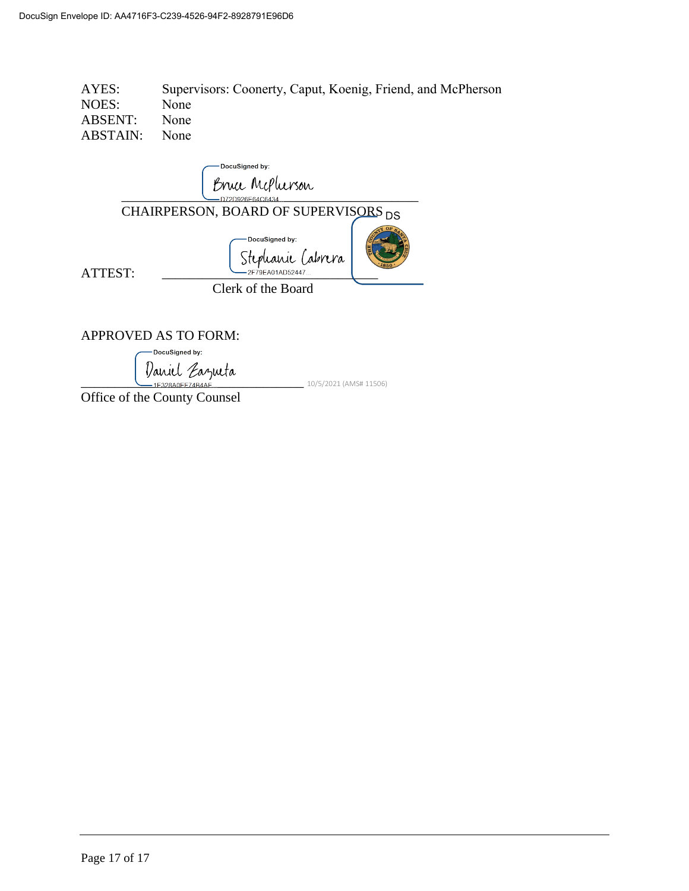AYES: Supervisors: Coonerty, Caput, Koenig, Friend, and McPherson
NOES: None
ABSENT: None
ABSTAIN: None

DocuSigned by:
Bruce McPherson
D72D926E64C6434...

CHAIRPERSON, BOARD OF SUPERVISORS

DocuSigned by:
Stephanie Cabrera
2F79EA01AD52447...

ATTEST: ______________________________
Clerk of the Board

APPROVED AS TO FORM:

DocuSigned by:
Daniel Zazueta
1E328A0EE74B4AE...

______________________________ 10/5/2021 (AMS# 11506)

Office of the County Counsel